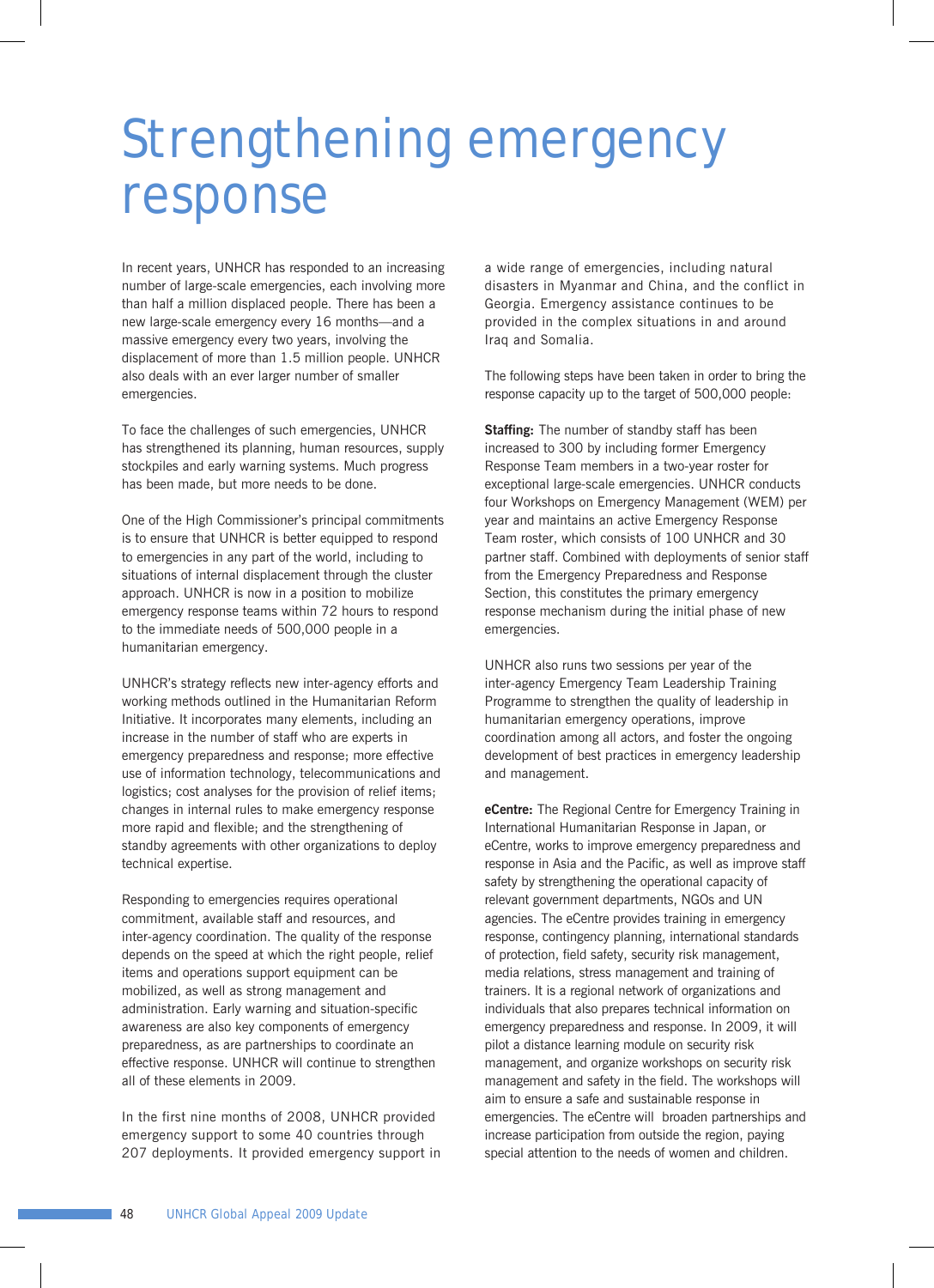# Strengthening emergency response

In recent years, UNHCR has responded to an increasing number of large-scale emergencies, each involving more than half a million displaced people. There has been a new large-scale emergency every 16 months—and a massive emergency every two years, involving the displacement of more than 1.5 million people. UNHCR also deals with an ever larger number of smaller emergencies.

To face the challenges of such emergencies, UNHCR has strengthened its planning, human resources, supply stockpiles and early warning systems. Much progress has been made, but more needs to be done.

One of the High Commissioner's principal commitments is to ensure that UNHCR is better equipped to respond to emergencies in any part of the world, including to situations of internal displacement through the cluster approach. UNHCR is now in a position to mobilize emergency response teams within 72 hours to respond to the immediate needs of 500,000 people in a humanitarian emergency.

UNHCR's strategy reflects new inter-agency efforts and working methods outlined in the Humanitarian Reform Initiative. It incorporates many elements, including an increase in the number of staff who are experts in emergency preparedness and response; more effective use of information technology, telecommunications and logistics; cost analyses for the provision of relief items; changes in internal rules to make emergency response more rapid and flexible; and the strengthening of standby agreements with other organizations to deploy technical expertise.

Responding to emergencies requires operational commitment, available staff and resources, and inter-agency coordination. The quality of the response depends on the speed at which the right people, relief items and operations support equipment can be mobilized, as well as strong management and administration. Early warning and situation-specific awareness are also key components of emergency preparedness, as are partnerships to coordinate an effective response. UNHCR will continue to strengthen all of these elements in 2009.

In the first nine months of 2008, UNHCR provided emergency support to some 40 countries through 207 deployments. It provided emergency support in a wide range of emergencies, including natural disasters in Myanmar and China, and the conflict in Georgia. Emergency assistance continues to be provided in the complex situations in and around Iraq and Somalia.

The following steps have been taken in order to bring the response capacity up to the target of 500,000 people:

**Staffing:** The number of standby staff has been increased to 300 by including former Emergency Response Team members in a two-year roster for exceptional large-scale emergencies. UNHCR conducts four Workshops on Emergency Management (WEM) per year and maintains an active Emergency Response Team roster, which consists of 100 UNHCR and 30 partner staff. Combined with deployments of senior staff from the Emergency Preparedness and Response Section, this constitutes the primary emergency response mechanism during the initial phase of new emergencies.

UNHCR also runs two sessions per year of the inter-agency Emergency Team Leadership Training Programme to strengthen the quality of leadership in humanitarian emergency operations, improve coordination among all actors, and foster the ongoing development of best practices in emergency leadership and management.

**eCentre:** The Regional Centre for Emergency Training in International Humanitarian Response in Japan, or eCentre, works to improve emergency preparedness and response in Asia and the Pacific, as well as improve staff safety by strengthening the operational capacity of relevant government departments, NGOs and UN agencies. The eCentre provides training in emergency response, contingency planning, international standards of protection, field safety, security risk management, media relations, stress management and training of trainers. It is a regional network of organizations and individuals that also prepares technical information on emergency preparedness and response. In 2009, it will pilot a distance learning module on security risk management, and organize workshops on security risk management and safety in the field. The workshops will aim to ensure a safe and sustainable response in emergencies. The eCentre will broaden partnerships and increase participation from outside the region, paying special attention to the needs of women and children.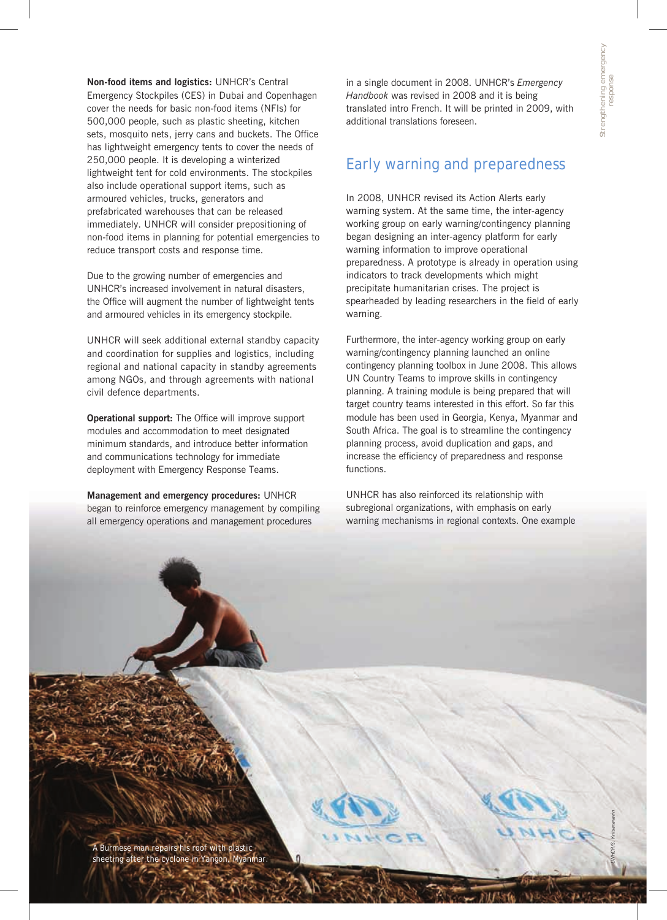**Non-food items and logistics:** UNHCR's Central Emergency Stockpiles (CES) in Dubai and Copenhagen cover the needs for basic non-food items (NFIs) for 500,000 people, such as plastic sheeting, kitchen sets, mosquito nets, jerry cans and buckets. The Office has lightweight emergency tents to cover the needs of 250,000 people. It is developing a winterized lightweight tent for cold environments. The stockpiles also include operational support items, such as armoured vehicles, trucks, generators and prefabricated warehouses that can be released immediately. UNHCR will consider prepositioning of non-food items in planning for potential emergencies to reduce transport costs and response time.

Due to the growing number of emergencies and UNHCR's increased involvement in natural disasters, the Office will augment the number of lightweight tents and armoured vehicles in its emergency stockpile.

UNHCR will seek additional external standby capacity and coordination for supplies and logistics, including regional and national capacity in standby agreements among NGOs, and through agreements with national civil defence departments.

**Operational support:** The Office will improve support modules and accommodation to meet designated minimum standards, and introduce better information and communications technology for immediate deployment with Emergency Response Teams.

**Management and emergency procedures:** UNHCR began to reinforce emergency management by compiling all emergency operations and management procedures in a single document in 2008. UNHCR's *Emergency Handbook* was revised in 2008 and it is being translated intro French. It will be printed in 2009, with additional translations foreseen.

## Early warning and preparedness

In 2008, UNHCR revised its Action Alerts early warning system. At the same time, the inter-agency working group on early warning/contingency planning began designing an inter-agency platform for early warning information to improve operational preparedness. A prototype is already in operation using indicators to track developments which might precipitate humanitarian crises. The project is spearheaded by leading researchers in the field of early warning.

Furthermore, the inter-agency working group on early warning/contingency planning launched an online contingency planning toolbox in June 2008. This allows UN Country Teams to improve skills in contingency planning. A training module is being prepared that will target country teams interested in this effort. So far this module has been used in Georgia, Kenya, Myanmar and South Africa. The goal is to streamline the contingency planning process, avoid duplication and gaps, and increase the efficiency of preparedness and response functions.

UNHCR has also reinforced its relationship with subregional organizations, with emphasis on early warning mechanisms in regional contexts. One example

A Burmese man repairs his roof with plastic sheeting after the cyclone in Yangon, Myanmar.

UNHCR/S. Kritsanavarin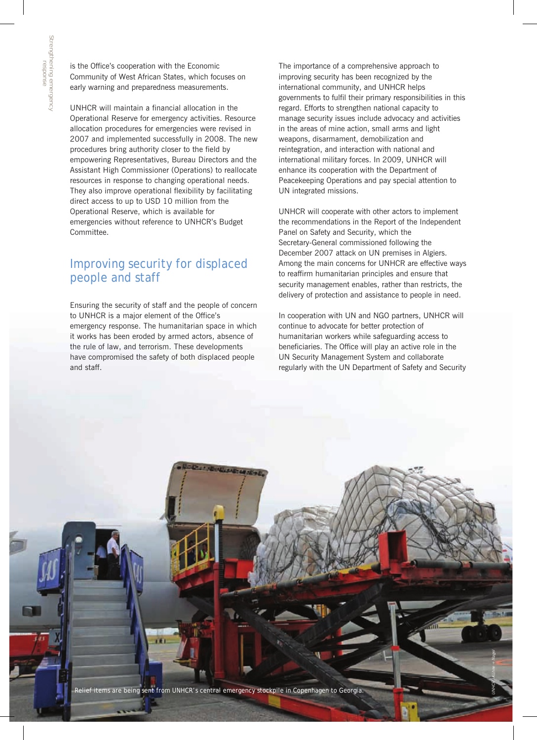is the Office's cooperation with the Economic Community of West African States, which focuses on early warning and preparedness measurements.

UNHCR will maintain a financial allocation in the Operational Reserve for emergency activities. Resource allocation procedures for emergencies were revised in 2007 and implemented successfully in 2008. The new procedures bring authority closer to the field by empowering Representatives, Bureau Directors and the Assistant High Commissioner (Operations) to reallocate resources in response to changing operational needs. They also improve operational flexibility by facilitating direct access to up to USD 10 million from the Operational Reserve, which is available for emergencies without reference to UNHCR's Budget Committee.

## Improving security for displaced people and staff

Ensuring the security of staff and the people of concern to UNHCR is a major element of the Office's emergency response. The humanitarian space in which it works has been eroded by armed actors, absence of the rule of law, and terrorism. These developments have compromised the safety of both displaced people and staff.

The importance of a comprehensive approach to improving security has been recognized by the international community, and UNHCR helps governments to fulfil their primary responsibilities in this regard. Efforts to strengthen national capacity to manage security issues include advocacy and activities in the areas of mine action, small arms and light weapons, disarmament, demobilization and reintegration, and interaction with national and international military forces. In 2009, UNHCR will enhance its cooperation with the Department of Peacekeeping Operations and pay special attention to UN integrated missions.

UNHCR will cooperate with other actors to implement the recommendations in the Report of the Independent Panel on Safety and Security, which the Secretary-General commissioned following the December 2007 attack on UN premises in Algiers. Among the main concerns for UNHCR are effective ways to reaffirm humanitarian principles and ensure that security management enables, rather than restricts, the delivery of protection and assistance to people in need.

In cooperation with UN and NGO partners, UNHCR will continue to advocate for better protection of humanitarian workers while safeguarding access to beneficiaries. The Office will play an active role in the UN Security Management System and collaborate regularly with the UN Department of Safety and Security

Relief items are being sent from UNHCR's central emergency stockpile in Copenhagen to Georgia.

UNHCR / Kühne + Nagel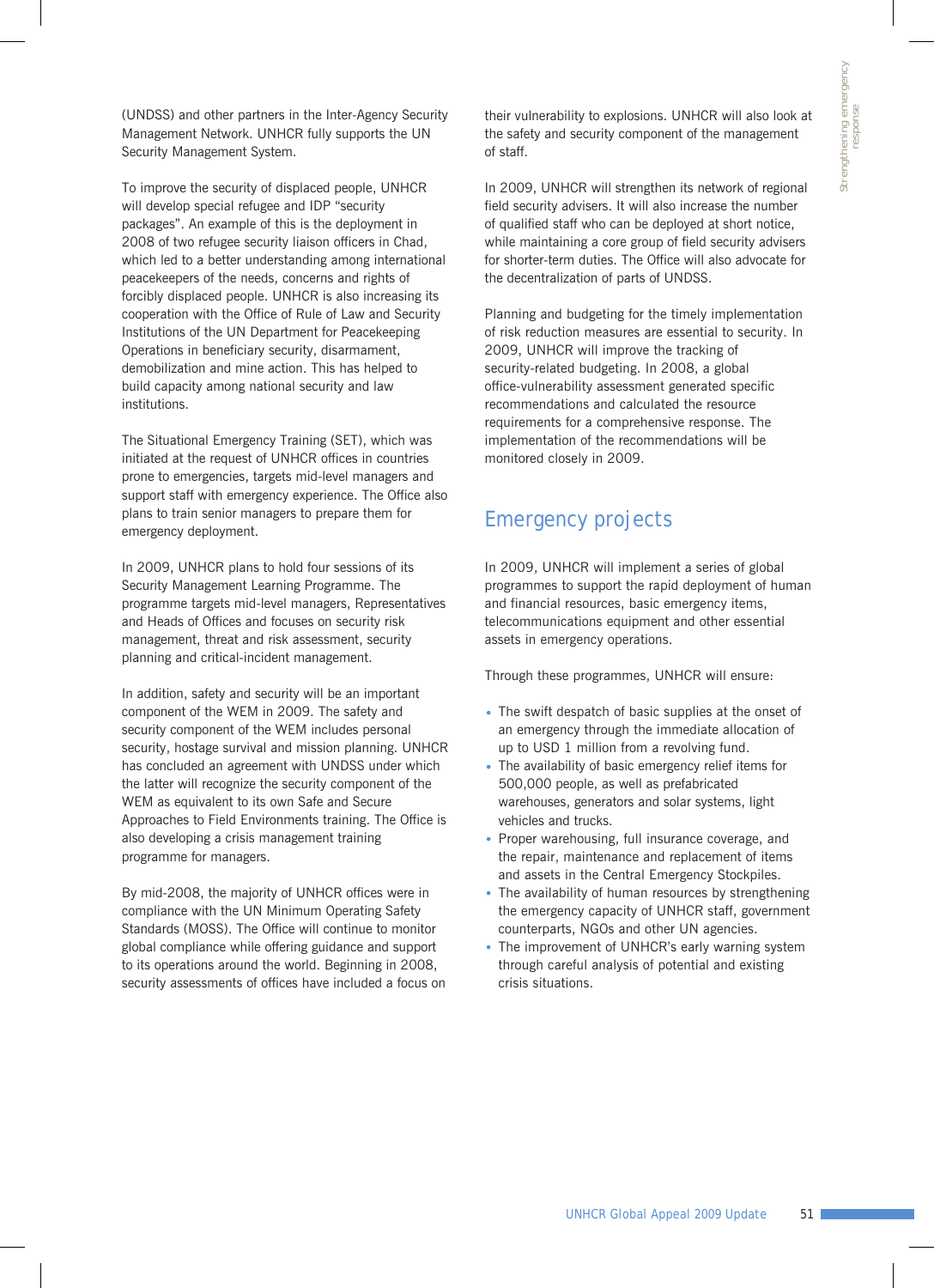(UNDSS) and other partners in the Inter-Agency Security Management Network. UNHCR fully supports the UN Security Management System.

To improve the security of displaced people, UNHCR will develop special refugee and IDP "security packages". An example of this is the deployment in 2008 of two refugee security liaison officers in Chad, which led to a better understanding among international peacekeepers of the needs, concerns and rights of forcibly displaced people. UNHCR is also increasing its cooperation with the Office of Rule of Law and Security Institutions of the UN Department for Peacekeeping Operations in beneficiary security, disarmament, demobilization and mine action. This has helped to build capacity among national security and law institutions.

The Situational Emergency Training (SET), which was initiated at the request of UNHCR offices in countries prone to emergencies, targets mid-level managers and support staff with emergency experience. The Office also plans to train senior managers to prepare them for emergency deployment.

In 2009, UNHCR plans to hold four sessions of its Security Management Learning Programme. The programme targets mid-level managers, Representatives and Heads of Offices and focuses on security risk management, threat and risk assessment, security planning and critical-incident management.

In addition, safety and security will be an important component of the WEM in 2009. The safety and security component of the WEM includes personal security, hostage survival and mission planning. UNHCR has concluded an agreement with UNDSS under which the latter will recognize the security component of the WEM as equivalent to its own Safe and Secure Approaches to Field Environments training. The Office is also developing a crisis management training programme for managers.

By mid-2008, the majority of UNHCR offices were in compliance with the UN Minimum Operating Safety Standards (MOSS). The Office will continue to monitor global compliance while offering guidance and support to its operations around the world. Beginning in 2008, security assessments of offices have included a focus on their vulnerability to explosions. UNHCR will also look at the safety and security component of the management of staff.

In 2009, UNHCR will strengthen its network of regional field security advisers. It will also increase the number of qualified staff who can be deployed at short notice, while maintaining a core group of field security advisers for shorter-term duties. The Office will also advocate for the decentralization of parts of UNDSS.

Planning and budgeting for the timely implementation of risk reduction measures are essential to security. In 2009, UNHCR will improve the tracking of security-related budgeting. In 2008, a global office-vulnerability assessment generated specific recommendations and calculated the resource requirements for a comprehensive response. The implementation of the recommendations will be monitored closely in 2009.

## Emergency projects

In 2009, UNHCR will implement a series of global programmes to support the rapid deployment of human and financial resources, basic emergency items, telecommunications equipment and other essential assets in emergency operations.

Through these programmes, UNHCR will ensure:

- The swift despatch of basic supplies at the onset of an emergency through the immediate allocation of up to USD 1 million from a revolving fund.
- The availability of basic emergency relief items for 500,000 people, as well as prefabricated warehouses, generators and solar systems, light vehicles and trucks.
- Proper warehousing, full insurance coverage, and the repair, maintenance and replacement of items and assets in the Central Emergency Stockpiles.
- The availability of human resources by strengthening the emergency capacity of UNHCR staff, government counterparts, NGOs and other UN agencies.
- The improvement of UNHCR's early warning system through careful analysis of potential and existing crisis situations.